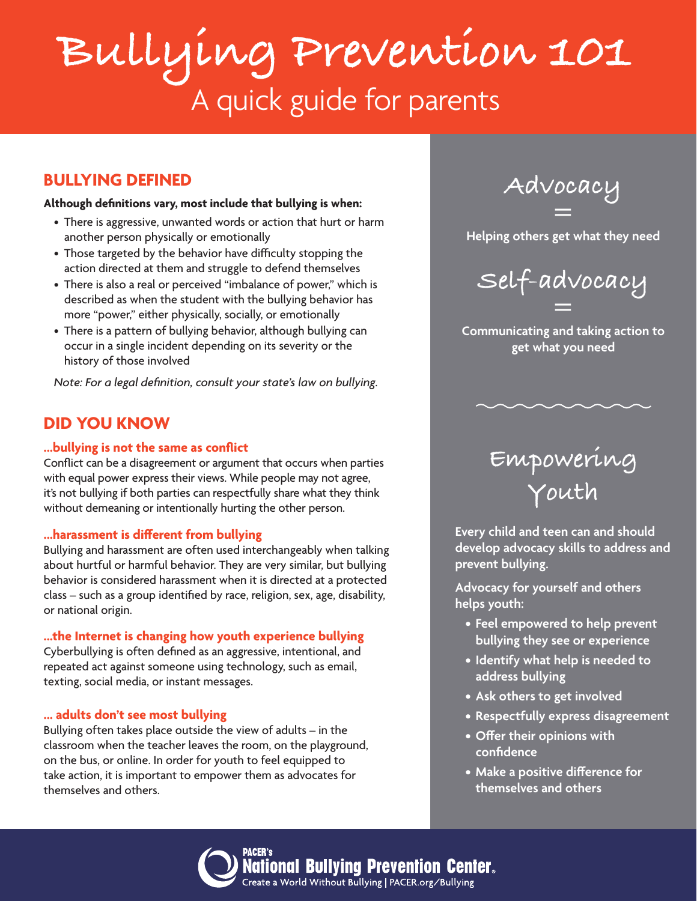# Bullying Prevention 101

## A quick guide for parents

## BULLYING DEFINED

**Although definitions vary, most include that bullying is when:**

- There is aggressive, unwanted words or action that hurt or harm another person physically or emotionally
- Those targeted by the behavior have difficulty stopping the action directed at them and struggle to defend themselves
- There is also a real or perceived "imbalance of power," which is described as when the student with the bullying behavior has more "power," either physically, socially, or emotionally
- There is a pattern of bullying behavior, although bullying can occur in a single incident depending on its severity or the history of those involved

*Note: For a legal definition, consult your state's law on bullying.*

## DID YOU KNOW

### ...bullying is not the same as conflict

Conflict can be a disagreement or argument that occurs when parties with equal power express their views. While people may not agree, it's not bullying if both parties can respectfully share what they think without demeaning or intentionally hurting the other person.

### ...harassment is different from bullying

Bullying and harassment are often used interchangeably when talking about hurtful or harmful behavior. They are very similar, but bullying behavior is considered harassment when it is directed at a protected class – such as a group identified by race, religion, sex, age, disability, or national origin.

### ...the Internet is changing how youth experience bullying

Cyberbullying is often defined as an aggressive, intentional, and repeated act against someone using technology, such as email, texting, social media, or instant messages.

### ... adults don't see most bullying

Bullying often takes place outside the view of adults – in the classroom when the teacher leaves the room, on the playground, on the bus, or online. In order for youth to feel equipped to take action, it is important to empower them as advocates for themselves and others.

## Advocacy =

**Helping others get what they need**

## Self-advocacy =

**Communicating and taking action to get what you need**

## Empowering Youth

**Every child and teen can and should develop advocacy skills to address and prevent bullying.**

**Advocacy for yourself and others helps youth:**

- **Feel empowered to help prevent bullying they see or experience**
- **Identify what help is needed to address bullying**
- **Ask others to get involved**
- **Respectfully express disagreement**
- **Offer their opinions with confidence**
- **Make a positive difference for themselves and others**

PACER's National Bullying Prevention Center®
Create a World Without Bullying | PACER.org/Bullying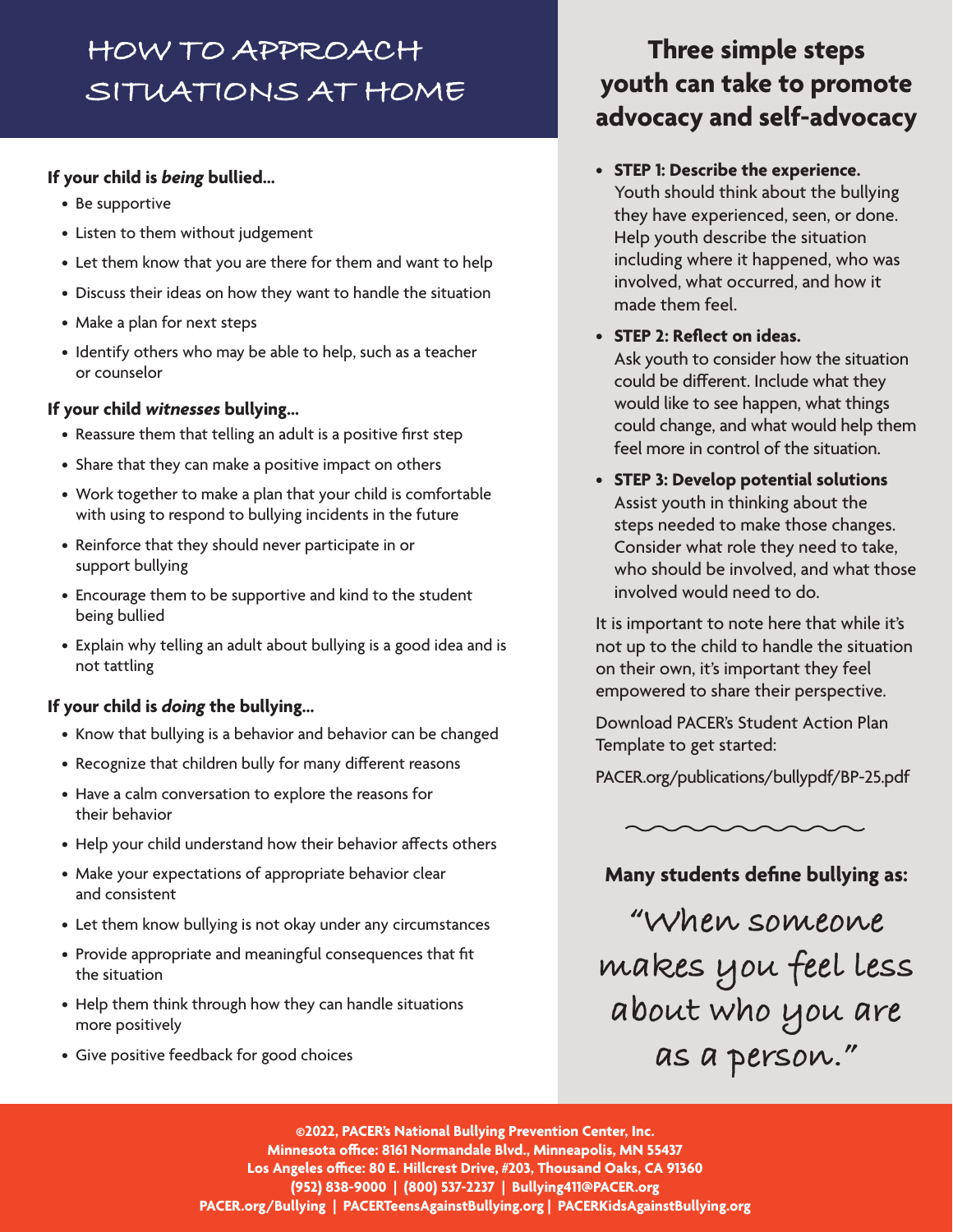# HOW TO APPROACH SITUATIONS AT HOME

**If your child is *being* bullied...**

- Be supportive
- Listen to them without judgement
- Let them know that you are there for them and want to help
- Discuss their ideas on how they want to handle the situation
- Make a plan for next steps
- Identify others who may be able to help, such as a teacher or counselor

**If your child *witnesses* bullying...**

- Reassure them that telling an adult is a positive first step
- Share that they can make a positive impact on others
- Work together to make a plan that your child is comfortable with using to respond to bullying incidents in the future
- Reinforce that they should never participate in or support bullying
- Encourage them to be supportive and kind to the student being bullied
- Explain why telling an adult about bullying is a good idea and is not tattling

**If your child is *doing* the bullying...**

- Know that bullying is a behavior and behavior can be changed
- Recognize that children bully for many different reasons
- Have a calm conversation to explore the reasons for their behavior
- Help your child understand how their behavior affects others
- Make your expectations of appropriate behavior clear and consistent
- Let them know bullying is not okay under any circumstances
- Provide appropriate and meaningful consequences that fit the situation
- Help them think through how they can handle situations more positively
- Give positive feedback for good choices

## Three simple steps youth can take to promote advocacy and self-advocacy

- **STEP 1: Describe the experience.** Youth should think about the bullying they have experienced, seen, or done. Help youth describe the situation including where it happened, who was involved, what occurred, and how it made them feel.
- **STEP 2: Reflect on ideas.** Ask youth to consider how the situation could be different. Include what they would like to see happen, what things could change, and what would help them feel more in control of the situation.
- **STEP 3: Develop potential solutions** Assist youth in thinking about the steps needed to make those changes. Consider what role they need to take, who should be involved, and what those involved would need to do.

It is important to note here that while it's not up to the child to handle the situation on their own, it's important they feel empowered to share their perspective.

Download PACER's Student Action Plan Template to get started:

PACER.org/publications/bullypdf/BP-25.pdf

**Many students define bullying as:**

"When someone makes you feel less about who you are as a person."

©2022, PACER's National Bullying Prevention Center, Inc.
Minnesota office: 8161 Normandale Blvd., Minneapolis, MN 55437
Los Angeles office: 80 E. Hillcrest Drive, #203, Thousand Oaks, CA 91360
(952) 838-9000 | (800) 537-2237 | Bullying411@PACER.org
PACER.org/Bullying | PACERTeensAgainstBullying.org | PACERKidsAgainstBullying.org